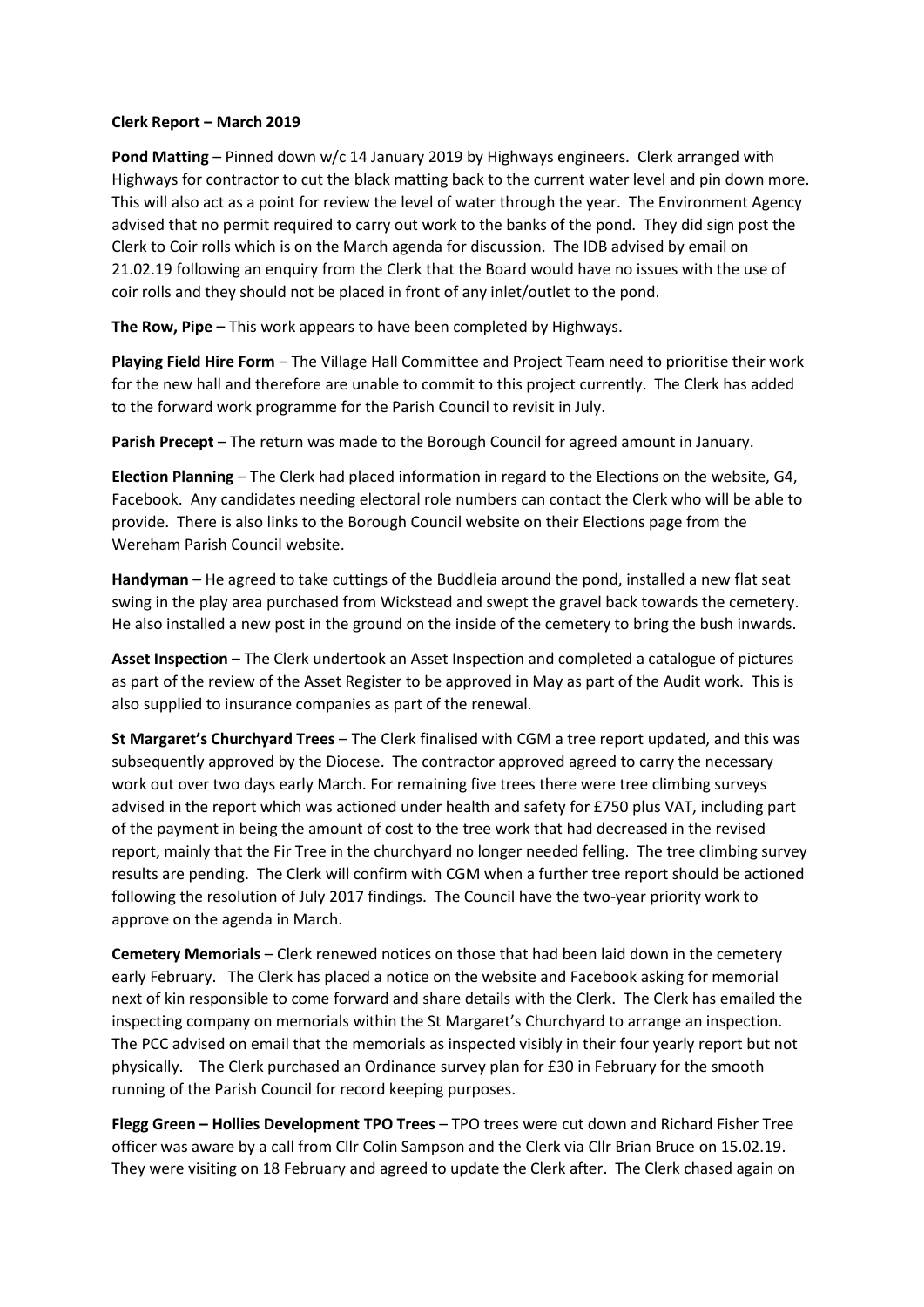**Clerk Report – March 2019**

**Pond Matting** – Pinned down w/c 14 January 2019 by Highways engineers. Clerk arranged with Highways for contractor to cut the black matting back to the current water level and pin down more. This will also act as a point for review the level of water through the year. The Environment Agency advised that no permit required to carry out work to the banks of the pond. They did sign post the Clerk to Coir rolls which is on the March agenda for discussion. The IDB advised by email on 21.02.19 following an enquiry from the Clerk that the Board would have no issues with the use of coir rolls and they should not be placed in front of any inlet/outlet to the pond.

**The Row, Pipe –** This work appears to have been completed by Highways.

**Playing Field Hire Form** – The Village Hall Committee and Project Team need to prioritise their work for the new hall and therefore are unable to commit to this project currently. The Clerk has added to the forward work programme for the Parish Council to revisit in July.

**Parish Precept** – The return was made to the Borough Council for agreed amount in January.

**Election Planning** – The Clerk had placed information in regard to the Elections on the website, G4, Facebook. Any candidates needing electoral role numbers can contact the Clerk who will be able to provide. There is also links to the Borough Council website on their Elections page from the Wereham Parish Council website.

**Handyman** – He agreed to take cuttings of the Buddleia around the pond, installed a new flat seat swing in the play area purchased from Wickstead and swept the gravel back towards the cemetery. He also installed a new post in the ground on the inside of the cemetery to bring the bush inwards.

**Asset Inspection** – The Clerk undertook an Asset Inspection and completed a catalogue of pictures as part of the review of the Asset Register to be approved in May as part of the Audit work. This is also supplied to insurance companies as part of the renewal.

**St Margaret's Churchyard Trees** – The Clerk finalised with CGM a tree report updated, and this was subsequently approved by the Diocese. The contractor approved agreed to carry the necessary work out over two days early March. For remaining five trees there were tree climbing surveys advised in the report which was actioned under health and safety for £750 plus VAT, including part of the payment in being the amount of cost to the tree work that had decreased in the revised report, mainly that the Fir Tree in the churchyard no longer needed felling. The tree climbing survey results are pending. The Clerk will confirm with CGM when a further tree report should be actioned following the resolution of July 2017 findings. The Council have the two-year priority work to approve on the agenda in March.

**Cemetery Memorials** – Clerk renewed notices on those that had been laid down in the cemetery early February. The Clerk has placed a notice on the website and Facebook asking for memorial next of kin responsible to come forward and share details with the Clerk. The Clerk has emailed the inspecting company on memorials within the St Margaret's Churchyard to arrange an inspection. The PCC advised on email that the memorials as inspected visibly in their four yearly report but not physically. The Clerk purchased an Ordinance survey plan for £30 in February for the smooth running of the Parish Council for record keeping purposes.

**Flegg Green – Hollies Development TPO Trees** – TPO trees were cut down and Richard Fisher Tree officer was aware by a call from Cllr Colin Sampson and the Clerk via Cllr Brian Bruce on 15.02.19. They were visiting on 18 February and agreed to update the Clerk after. The Clerk chased again on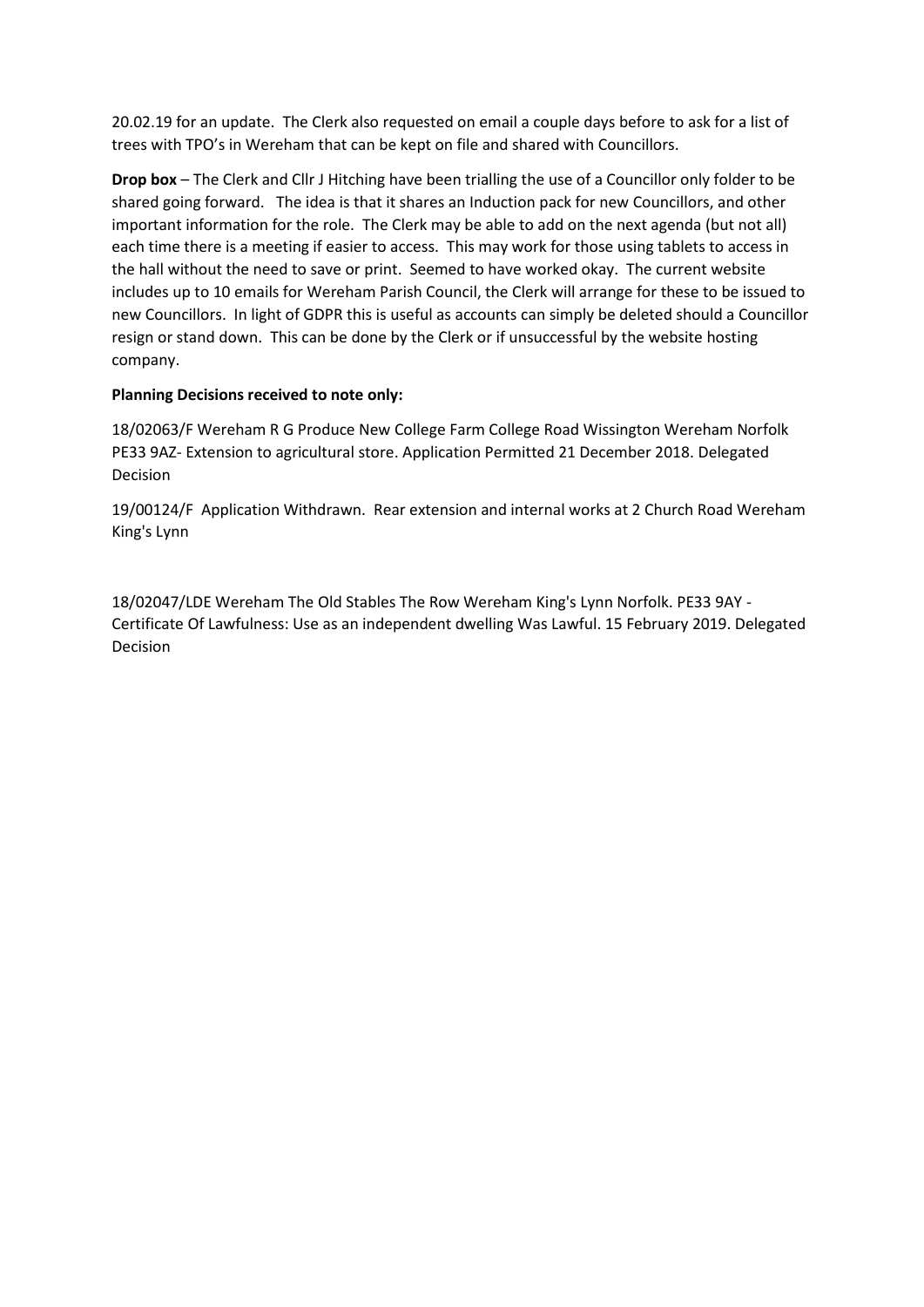20.02.19 for an update. The Clerk also requested on email a couple days before to ask for a list of trees with TPO's in Wereham that can be kept on file and shared with Councillors.

**Drop box** – The Clerk and Cllr J Hitching have been trialling the use of a Councillor only folder to be shared going forward. The idea is that it shares an Induction pack for new Councillors, and other important information for the role. The Clerk may be able to add on the next agenda (but not all) each time there is a meeting if easier to access. This may work for those using tablets to access in the hall without the need to save or print. Seemed to have worked okay. The current website includes up to 10 emails for Wereham Parish Council, the Clerk will arrange for these to be issued to new Councillors. In light of GDPR this is useful as accounts can simply be deleted should a Councillor resign or stand down. This can be done by the Clerk or if unsuccessful by the website hosting company.

**Planning Decisions received to note only:**

18/02063/F Wereham R G Produce New College Farm College Road Wissington Wereham Norfolk PE33 9AZ- Extension to agricultural store. Application Permitted 21 December 2018. Delegated Decision

19/00124/F Application Withdrawn. Rear extension and internal works at 2 Church Road Wereham King's Lynn

18/02047/LDE Wereham The Old Stables The Row Wereham King's Lynn Norfolk. PE33 9AY - Certificate Of Lawfulness: Use as an independent dwelling Was Lawful. 15 February 2019. Delegated Decision